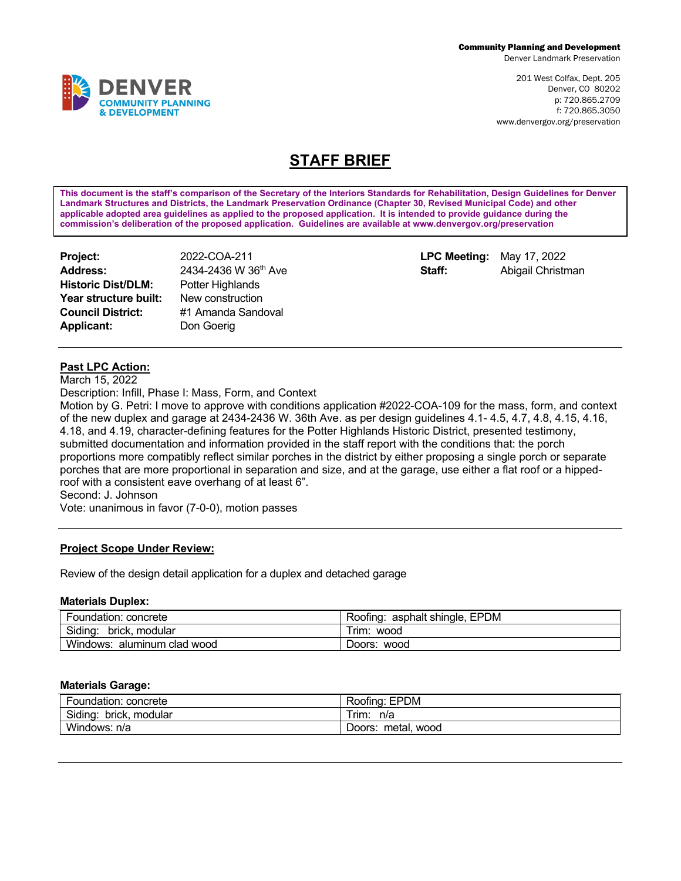Community Planning and Development
Denver Landmark Preservation

201 West Colfax, Dept. 205
Denver, CO 80202
p: 720.865.2709
f: 720.865.3050
www.denvergov.org/preservation

DENVER COMMUNITY PLANNING & DEVELOPMENT

# STAFF BRIEF

**This document is the staff's comparison of the Secretary of the Interiors Standards for Rehabilitation, Design Guidelines for Denver Landmark Structures and Districts, the Landmark Preservation Ordinance (Chapter 30, Revised Municipal Code) and other applicable adopted area guidelines as applied to the proposed application. It is intended to provide guidance during the commission's deliberation of the proposed application. Guidelines are available at www.denvergov.org/preservation**

**Project:** 2022-COA-211
**Address:** 2434-2436 W 36th Ave
**Historic Dist/DLM:** Potter Highlands
**Year structure built:** New construction
**Council District:** #1 Amanda Sandoval
**Applicant:** Don Goerig

**LPC Meeting:** May 17, 2022
**Staff:** Abigail Christman

## Past LPC Action:

March 15, 2022
Description: Infill, Phase I: Mass, Form, and Context
Motion by G. Petri: I move to approve with conditions application #2022-COA-109 for the mass, form, and context of the new duplex and garage at 2434-2436 W. 36th Ave. as per design guidelines 4.1- 4.5, 4.7, 4.8, 4.15, 4.16, 4.18, and 4.19, character-defining features for the Potter Highlands Historic District, presented testimony, submitted documentation and information provided in the staff report with the conditions that: the porch proportions more compatibly reflect similar porches in the district by either proposing a single porch or separate porches that are more proportional in separation and size, and at the garage, use either a flat roof or a hipped-roof with a consistent eave overhang of at least 6".
Second: J. Johnson
Vote: unanimous in favor (7-0-0), motion passes

## Project Scope Under Review:

Review of the design detail application for a duplex and detached garage

### Materials Duplex:

| | |
|---|---|
| Foundation: concrete | Roofing: asphalt shingle, EPDM |
| Siding: brick, modular | Trim: wood |
| Windows: aluminum clad wood | Doors: wood |

### Materials Garage:

| | |
|---|---|
| Foundation: concrete | Roofing: EPDM |
| Siding: brick, modular | Trim: n/a |
| Windows: n/a | Doors: metal, wood |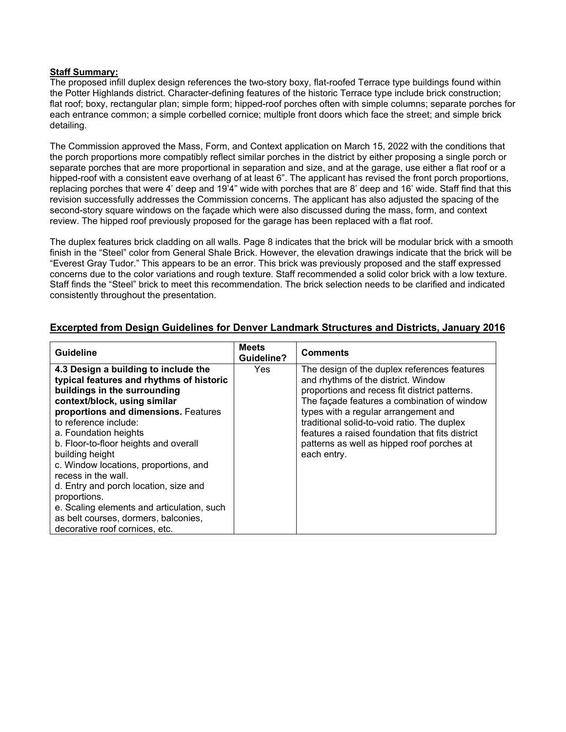**Staff Summary:**

The proposed infill duplex design references the two-story boxy, flat-roofed Terrace type buildings found within the Potter Highlands district. Character-defining features of the historic Terrace type include brick construction; flat roof; boxy, rectangular plan; simple form; hipped-roof porches often with simple columns; separate porches for each entrance common; a simple corbelled cornice; multiple front doors which face the street; and simple brick detailing.

The Commission approved the Mass, Form, and Context application on March 15, 2022 with the conditions that the porch proportions more compatibly reflect similar porches in the district by either proposing a single porch or separate porches that are more proportional in separation and size, and at the garage, use either a flat roof or a hipped-roof with a consistent eave overhang of at least 6". The applicant has revised the front porch proportions, replacing porches that were 4' deep and 19'4" wide with porches that are 8' deep and 16' wide. Staff find that this revision successfully addresses the Commission concerns. The applicant has also adjusted the spacing of the second-story square windows on the façade which were also discussed during the mass, form, and context review. The hipped roof previously proposed for the garage has been replaced with a flat roof.

The duplex features brick cladding on all walls. Page 8 indicates that the brick will be modular brick with a smooth finish in the "Steel" color from General Shale Brick. However, the elevation drawings indicate that the brick will be "Everest Gray Tudor." This appears to be an error. This brick was previously proposed and the staff expressed concerns due to the color variations and rough texture. Staff recommended a solid color brick with a low texture. Staff finds the "Steel" brick to meet this recommendation. The brick selection needs to be clarified and indicated consistently throughout the presentation.

## Excerpted from Design Guidelines for Denver Landmark Structures and Districts, January 2016

| Guideline | Meets Guideline? | Comments |
| --- | --- | --- |
| **4.3 Design a building to include the typical features and rhythms of historic buildings in the surrounding context/block, using similar proportions and dimensions.** Features to reference include:<br>a. Foundation heights<br>b. Floor-to-floor heights and overall building height<br>c. Window locations, proportions, and recess in the wall.<br>d. Entry and porch location, size and proportions.<br>e. Scaling elements and articulation, such as belt courses, dormers, balconies, decorative roof cornices, etc. | Yes | The design of the duplex references features and rhythms of the district. Window proportions and recess fit district patterns. The façade features a combination of window types with a regular arrangement and traditional solid-to-void ratio. The duplex features a raised foundation that fits district patterns as well as hipped roof porches at each entry. |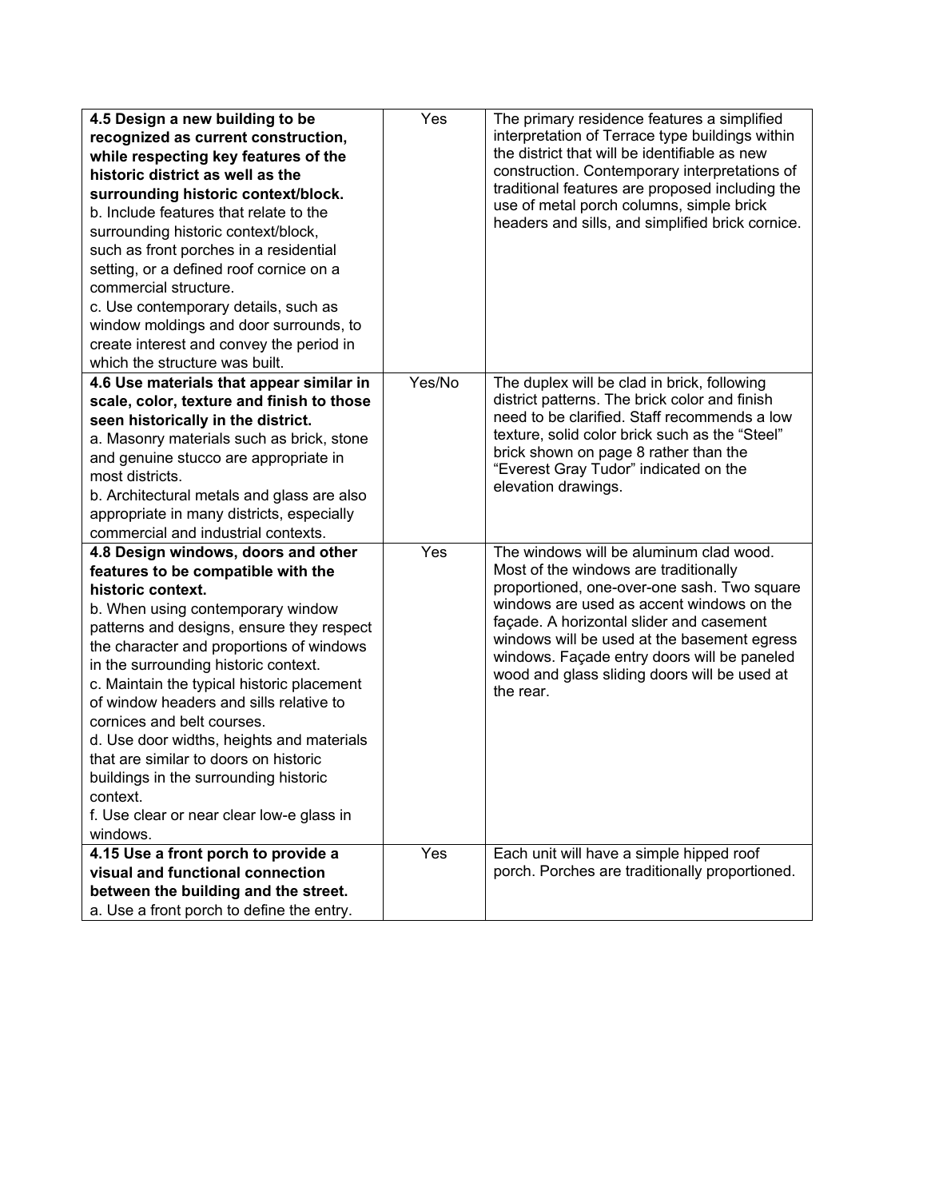| | | |
|---|---|---|
| **4.5 Design a new building to be recognized as current construction, while respecting key features of the historic district as well as the surrounding historic context/block.**<br>b. Include features that relate to the surrounding historic context/block, such as front porches in a residential setting, or a defined roof cornice on a commercial structure.<br>c. Use contemporary details, such as window moldings and door surrounds, to create interest and convey the period in which the structure was built. | Yes | The primary residence features a simplified interpretation of Terrace type buildings within the district that will be identifiable as new construction. Contemporary interpretations of traditional features are proposed including the use of metal porch columns, simple brick headers and sills, and simplified brick cornice. |
| **4.6 Use materials that appear similar in scale, color, texture and finish to those seen historically in the district.**<br>a. Masonry materials such as brick, stone and genuine stucco are appropriate in most districts.<br>b. Architectural metals and glass are also appropriate in many districts, especially commercial and industrial contexts. | Yes/No | The duplex will be clad in brick, following district patterns. The brick color and finish need to be clarified. Staff recommends a low texture, solid color brick such as the "Steel" brick shown on page 8 rather than the "Everest Gray Tudor" indicated on the elevation drawings. |
| **4.8 Design windows, doors and other features to be compatible with the historic context.**<br>b. When using contemporary window patterns and designs, ensure they respect the character and proportions of windows in the surrounding historic context.<br>c. Maintain the typical historic placement of window headers and sills relative to cornices and belt courses.<br>d. Use door widths, heights and materials that are similar to doors on historic buildings in the surrounding historic context.<br>f. Use clear or near clear low-e glass in windows. | Yes | The windows will be aluminum clad wood. Most of the windows are traditionally proportioned, one-over-one sash. Two square windows are used as accent windows on the façade. A horizontal slider and casement windows will be used at the basement egress windows. Façade entry doors will be paneled wood and glass sliding doors will be used at the rear. |
| **4.15 Use a front porch to provide a visual and functional connection between the building and the street.**<br>a. Use a front porch to define the entry. | Yes | Each unit will have a simple hipped roof porch. Porches are traditionally proportioned. |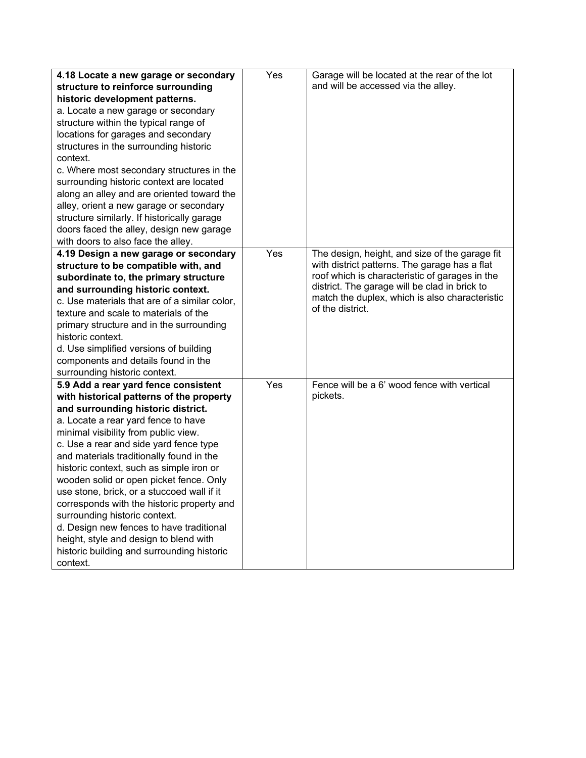| | | |
|---|---|---|
| **4.18 Locate a new garage or secondary structure to reinforce surrounding historic development patterns.**<br>a. Locate a new garage or secondary structure within the typical range of locations for garages and secondary structures in the surrounding historic context.<br>c. Where most secondary structures in the surrounding historic context are located along an alley and are oriented toward the alley, orient a new garage or secondary structure similarly. If historically garage doors faced the alley, design new garage with doors to also face the alley. | Yes | Garage will be located at the rear of the lot and will be accessed via the alley. |
| **4.19 Design a new garage or secondary structure to be compatible with, and subordinate to, the primary structure and surrounding historic context.**<br>c. Use materials that are of a similar color, texture and scale to materials of the primary structure and in the surrounding historic context.<br>d. Use simplified versions of building components and details found in the surrounding historic context. | Yes | The design, height, and size of the garage fit with district patterns. The garage has a flat roof which is characteristic of garages in the district. The garage will be clad in brick to match the duplex, which is also characteristic of the district. |
| **5.9 Add a rear yard fence consistent with historical patterns of the property and surrounding historic district.**<br>a. Locate a rear yard fence to have minimal visibility from public view.<br>c. Use a rear and side yard fence type and materials traditionally found in the historic context, such as simple iron or wooden solid or open picket fence. Only use stone, brick, or a stuccoed wall if it corresponds with the historic property and surrounding historic context.<br>d. Design new fences to have traditional height, style and design to blend with historic building and surrounding historic context. | Yes | Fence will be a 6' wood fence with vertical pickets. |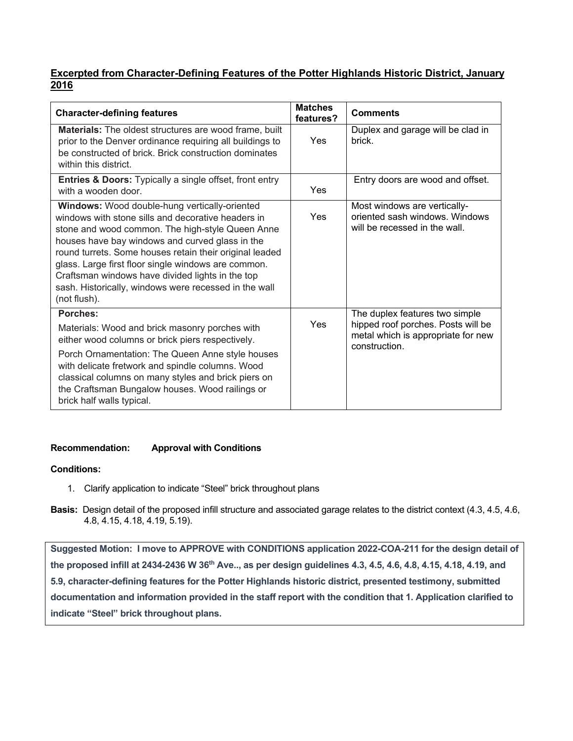**Excerpted from Character-Defining Features of the Potter Highlands Historic District, January 2016**

| Character-defining features | Matches features? | Comments |
|---|---|---|
| **Materials:** The oldest structures are wood frame, built prior to the Denver ordinance requiring all buildings to be constructed of brick. Brick construction dominates within this district. | Yes | Duplex and garage will be clad in brick. |
| **Entries & Doors:** Typically a single offset, front entry with a wooden door. | Yes | Entry doors are wood and offset. |
| **Windows:** Wood double-hung vertically-oriented windows with stone sills and decorative headers in stone and wood common. The high-style Queen Anne houses have bay windows and curved glass in the round turrets. Some houses retain their original leaded glass. Large first floor single windows are common. Craftsman windows have divided lights in the top sash. Historically, windows were recessed in the wall (not flush). | Yes | Most windows are vertically-oriented sash windows. Windows will be recessed in the wall. |
| **Porches:** Materials: Wood and brick masonry porches with either wood columns or brick piers respectively. Porch Ornamentation: The Queen Anne style houses with delicate fretwork and spindle columns. Wood classical columns on many styles and brick piers on the Craftsman Bungalow houses. Wood railings or brick half walls typical. | Yes | The duplex features two simple hipped roof porches. Posts will be metal which is appropriate for new construction. |

**Recommendation:** **Approval with Conditions**

**Conditions:**

1. Clarify application to indicate "Steel" brick throughout plans

**Basis:** Design detail of the proposed infill structure and associated garage relates to the district context (4.3, 4.5, 4.6, 4.8, 4.15, 4.18, 4.19, 5.19).

**Suggested Motion: I move to APPROVE with CONDITIONS application 2022-COA-211 for the design detail of the proposed infill at 2434-2436 W 36th Ave.., as per design guidelines 4.3, 4.5, 4.6, 4.8, 4.15, 4.18, 4.19, and 5.9, character-defining features for the Potter Highlands historic district, presented testimony, submitted documentation and information provided in the staff report with the condition that 1. Application clarified to indicate "Steel" brick throughout plans.**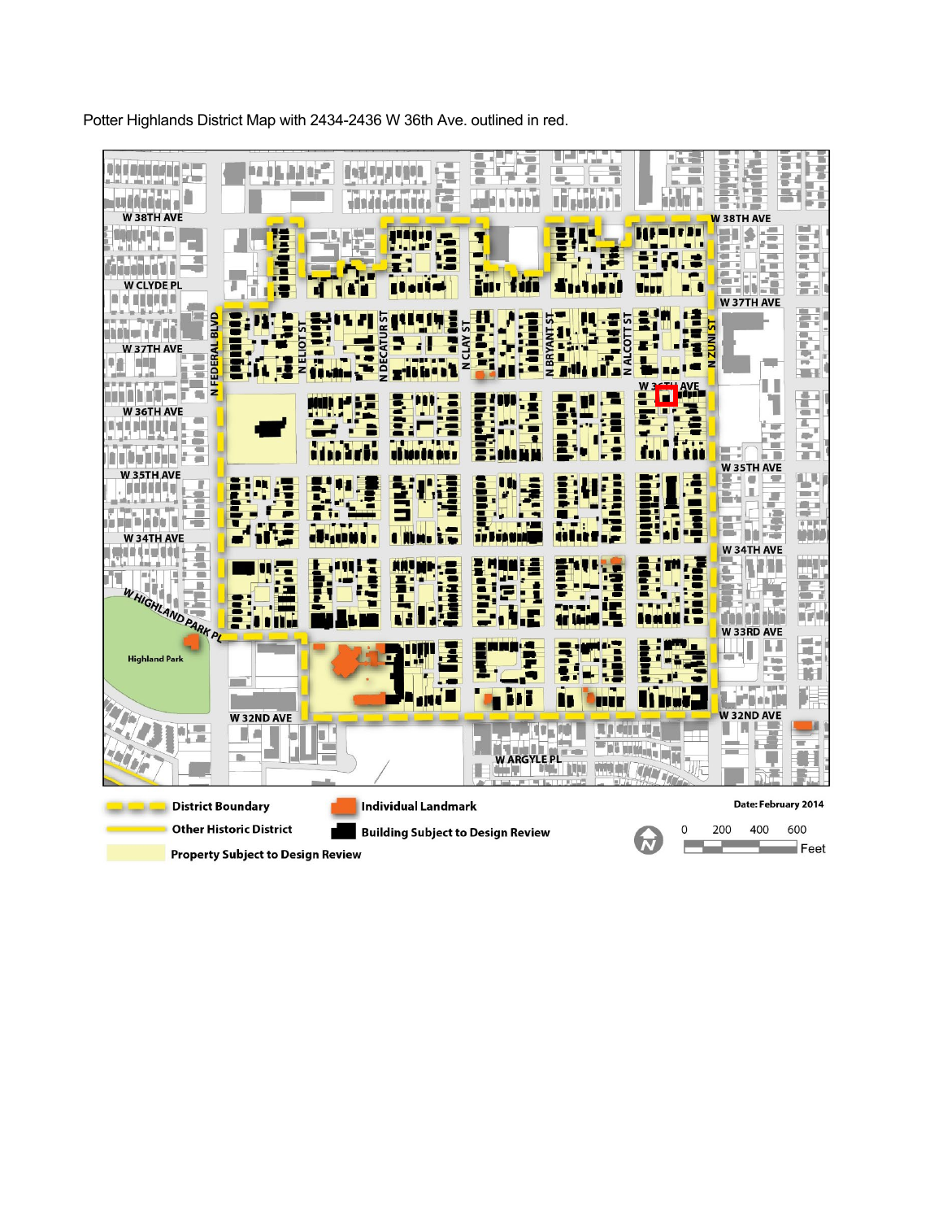Potter Highlands District Map with 2434-2436 W 36th Ave. outlined in red.

W 38TH AVE
W CLYDE PL
W 37TH AVE
W 36TH AVE
W 35TH AVE
W 34TH AVE
W HIGHLAND PARK PL
Highland Park
W 32ND AVE
W ARGYLE PL
N FEDERAL BLVD
N ELIOT ST
N DECATUR ST
N CLAY ST
N BRYANT ST
N ALCOTT ST
N ZUNI ST
W 36TH AVE
W 38TH AVE
W 37TH AVE
W 35TH AVE
W 34TH AVE
W 33RD AVE
W 32ND AVE

District Boundary
Other Historic District
Property Subject to Design Review
Individual Landmark
Building Subject to Design Review

Date: February 2014

0 200 400 600 Feet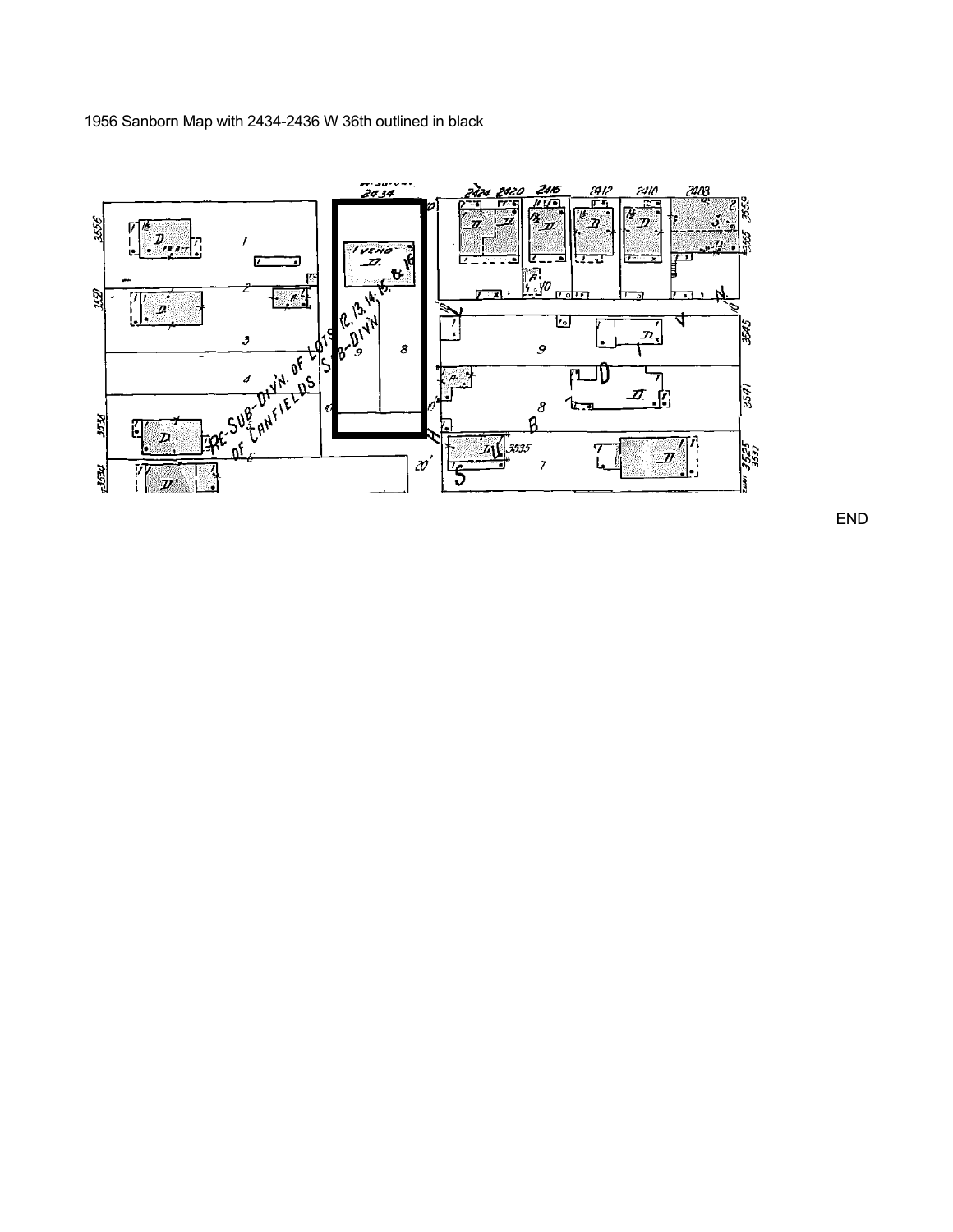1956 Sanborn Map with 2434-2436 W 36th outlined in black

END